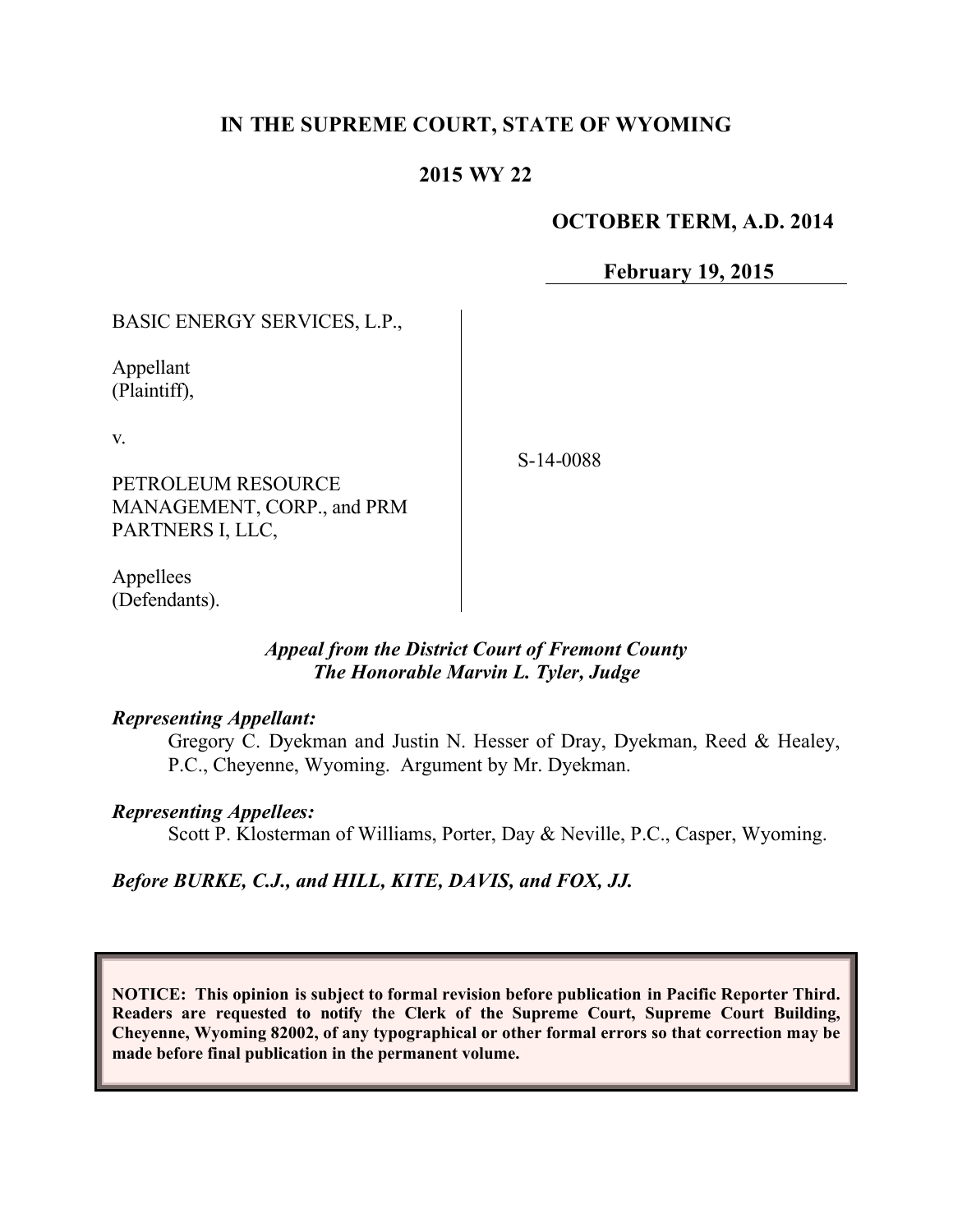**IN THE SUPREME COURT, STATE OF WYOMING**

**2015 WY 22**

**OCTOBER TERM, A.D. 2014**

**February 19, 2015**

| | |
|---|---|
| BASIC ENERGY SERVICES, L.P.,<br><br>Appellant<br>(Plaintiff),<br><br>v.<br><br>PETROLEUM RESOURCE MANAGEMENT, CORP., and PRM PARTNERS I, LLC,<br><br>Appellees<br>(Defendants). | S-14-0088 |

***Appeal from the District Court of Fremont County***
***The Honorable Marvin L. Tyler, Judge***

***Representing Appellant:***

Gregory C. Dyekman and Justin N. Hesser of Dray, Dyekman, Reed & Healey, P.C., Cheyenne, Wyoming. Argument by Mr. Dyekman.

***Representing Appellees:***

Scott P. Klosterman of Williams, Porter, Day & Neville, P.C., Casper, Wyoming.

***Before BURKE, C.J., and HILL, KITE, DAVIS, and FOX, JJ.***

**NOTICE: This opinion is subject to formal revision before publication in Pacific Reporter Third. Readers are requested to notify the Clerk of the Supreme Court, Supreme Court Building, Cheyenne, Wyoming 82002, of any typographical or other formal errors so that correction may be made before final publication in the permanent volume.**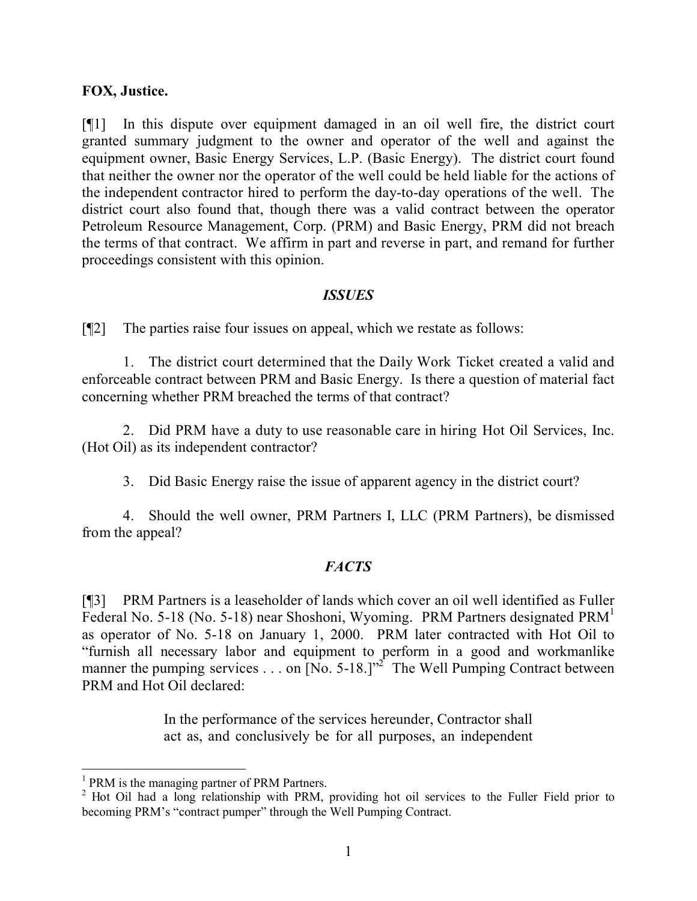**FOX, Justice.**

[¶1] In this dispute over equipment damaged in an oil well fire, the district court granted summary judgment to the owner and operator of the well and against the equipment owner, Basic Energy Services, L.P. (Basic Energy). The district court found that neither the owner nor the operator of the well could be held liable for the actions of the independent contractor hired to perform the day-to-day operations of the well. The district court also found that, though there was a valid contract between the operator Petroleum Resource Management, Corp. (PRM) and Basic Energy, PRM did not breach the terms of that contract. We affirm in part and reverse in part, and remand for further proceedings consistent with this opinion.

### *ISSUES*

[¶2] The parties raise four issues on appeal, which we restate as follows:

1. The district court determined that the Daily Work Ticket created a valid and enforceable contract between PRM and Basic Energy. Is there a question of material fact concerning whether PRM breached the terms of that contract?

2. Did PRM have a duty to use reasonable care in hiring Hot Oil Services, Inc. (Hot Oil) as its independent contractor?

3. Did Basic Energy raise the issue of apparent agency in the district court?

4. Should the well owner, PRM Partners I, LLC (PRM Partners), be dismissed from the appeal?

### *FACTS*

[¶3] PRM Partners is a leaseholder of lands which cover an oil well identified as Fuller Federal No. 5-18 (No. 5-18) near Shoshoni, Wyoming. PRM Partners designated PRM[1] as operator of No. 5-18 on January 1, 2000. PRM later contracted with Hot Oil to "furnish all necessary labor and equipment to perform in a good and workmanlike manner the pumping services . . . on [No. 5-18.]"[2] The Well Pumping Contract between PRM and Hot Oil declared:

> In the performance of the services hereunder, Contractor shall act as, and conclusively be for all purposes, an independent

---

[1] PRM is the managing partner of PRM Partners.

[2] Hot Oil had a long relationship with PRM, providing hot oil services to the Fuller Field prior to becoming PRM's "contract pumper" through the Well Pumping Contract.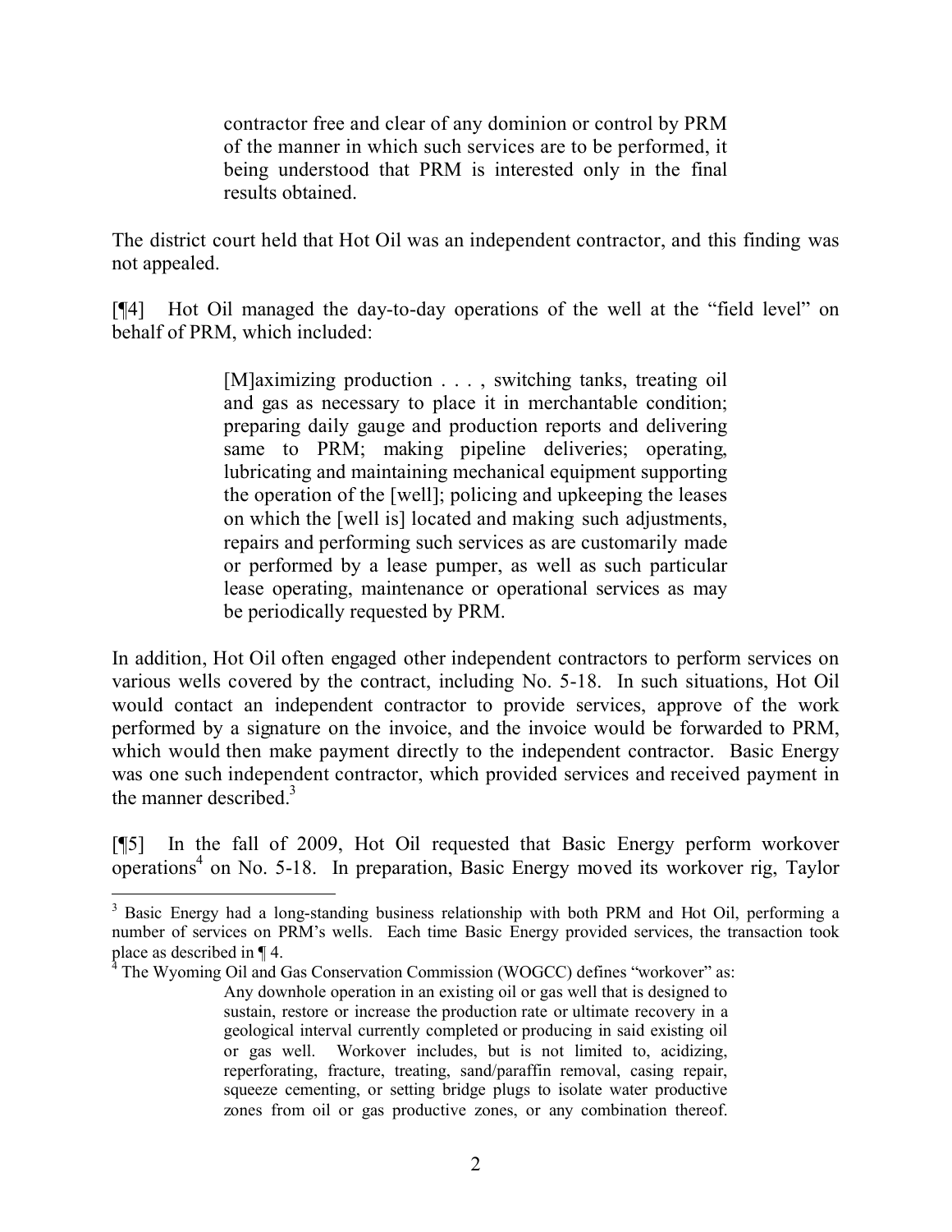> contractor free and clear of any dominion or control by PRM of the manner in which such services are to be performed, it being understood that PRM is interested only in the final results obtained.

The district court held that Hot Oil was an independent contractor, and this finding was not appealed.

[¶4] Hot Oil managed the day-to-day operations of the well at the "field level" on behalf of PRM, which included:

> [M]aximizing production . . . , switching tanks, treating oil and gas as necessary to place it in merchantable condition; preparing daily gauge and production reports and delivering same to PRM; making pipeline deliveries; operating, lubricating and maintaining mechanical equipment supporting the operation of the [well]; policing and upkeeping the leases on which the [well is] located and making such adjustments, repairs and performing such services as are customarily made or performed by a lease pumper, as well as such particular lease operating, maintenance or operational services as may be periodically requested by PRM.

In addition, Hot Oil often engaged other independent contractors to perform services on various wells covered by the contract, including No. 5-18. In such situations, Hot Oil would contact an independent contractor to provide services, approve of the work performed by a signature on the invoice, and the invoice would be forwarded to PRM, which would then make payment directly to the independent contractor. Basic Energy was one such independent contractor, which provided services and received payment in the manner described.[3]

[¶5] In the fall of 2009, Hot Oil requested that Basic Energy perform workover operations[4] on No. 5-18. In preparation, Basic Energy moved its workover rig, Taylor

---

[3] Basic Energy had a long-standing business relationship with both PRM and Hot Oil, performing a number of services on PRM's wells. Each time Basic Energy provided services, the transaction took place as described in ¶ 4.

[4] The Wyoming Oil and Gas Conservation Commission (WOGCC) defines "workover" as:

> Any downhole operation in an existing oil or gas well that is designed to sustain, restore or increase the production rate or ultimate recovery in a geological interval currently completed or producing in said existing oil or gas well. Workover includes, but is not limited to, acidizing, reperforating, fracture, treating, sand/paraffin removal, casing repair, squeeze cementing, or setting bridge plugs to isolate water productive zones from oil or gas productive zones, or any combination thereof.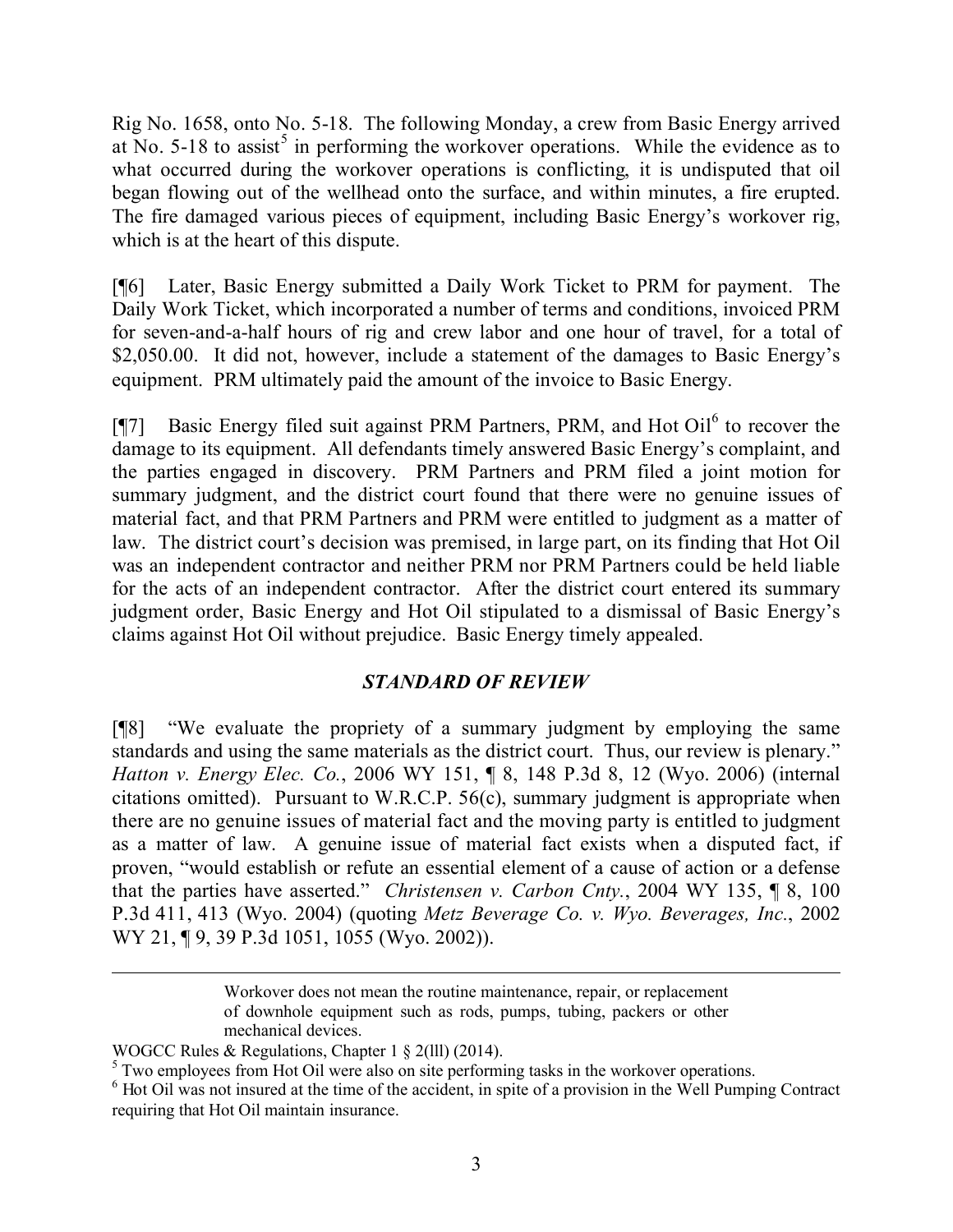Rig No. 1658, onto No. 5-18. The following Monday, a crew from Basic Energy arrived at No. 5-18 to assist[5] in performing the workover operations. While the evidence as to what occurred during the workover operations is conflicting, it is undisputed that oil began flowing out of the wellhead onto the surface, and within minutes, a fire erupted. The fire damaged various pieces of equipment, including Basic Energy's workover rig, which is at the heart of this dispute.

[¶6] Later, Basic Energy submitted a Daily Work Ticket to PRM for payment. The Daily Work Ticket, which incorporated a number of terms and conditions, invoiced PRM for seven-and-a-half hours of rig and crew labor and one hour of travel, for a total of $2,050.00. It did not, however, include a statement of the damages to Basic Energy's equipment. PRM ultimately paid the amount of the invoice to Basic Energy.

[¶7] Basic Energy filed suit against PRM Partners, PRM, and Hot Oil[6] to recover the damage to its equipment. All defendants timely answered Basic Energy's complaint, and the parties engaged in discovery. PRM Partners and PRM filed a joint motion for summary judgment, and the district court found that there were no genuine issues of material fact, and that PRM Partners and PRM were entitled to judgment as a matter of law. The district court's decision was premised, in large part, on its finding that Hot Oil was an independent contractor and neither PRM nor PRM Partners could be held liable for the acts of an independent contractor. After the district court entered its summary judgment order, Basic Energy and Hot Oil stipulated to a dismissal of Basic Energy's claims against Hot Oil without prejudice. Basic Energy timely appealed.

## *STANDARD OF REVIEW*

[¶8] "We evaluate the propriety of a summary judgment by employing the same standards and using the same materials as the district court. Thus, our review is plenary." *Hatton v. Energy Elec. Co.*, 2006 WY 151, ¶ 8, 148 P.3d 8, 12 (Wyo. 2006) (internal citations omitted). Pursuant to W.R.C.P. 56(c), summary judgment is appropriate when there are no genuine issues of material fact and the moving party is entitled to judgment as a matter of law. A genuine issue of material fact exists when a disputed fact, if proven, "would establish or refute an essential element of a cause of action or a defense that the parties have asserted." *Christensen v. Carbon Cnty.*, 2004 WY 135, ¶ 8, 100 P.3d 411, 413 (Wyo. 2004) (quoting *Metz Beverage Co. v. Wyo. Beverages, Inc.*, 2002 WY 21, ¶ 9, 39 P.3d 1051, 1055 (Wyo. 2002)).

---

> Workover does not mean the routine maintenance, repair, or replacement of downhole equipment such as rods, pumps, tubing, packers or other mechanical devices.

WOGCC Rules & Regulations, Chapter 1 § 2(lll) (2014).

[5] Two employees from Hot Oil were also on site performing tasks in the workover operations.

[6] Hot Oil was not insured at the time of the accident, in spite of a provision in the Well Pumping Contract requiring that Hot Oil maintain insurance.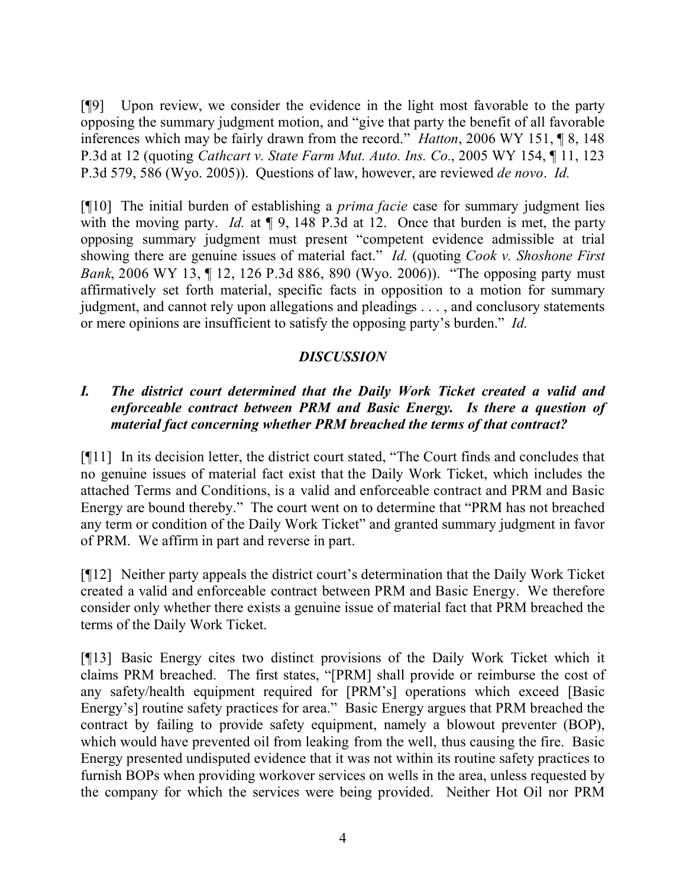[¶9] Upon review, we consider the evidence in the light most favorable to the party opposing the summary judgment motion, and "give that party the benefit of all favorable inferences which may be fairly drawn from the record." *Hatton*, 2006 WY 151, ¶ 8, 148 P.3d at 12 (quoting *Cathcart v. State Farm Mut. Auto. Ins. Co.*, 2005 WY 154, ¶ 11, 123 P.3d 579, 586 (Wyo. 2005)). Questions of law, however, are reviewed *de novo*. *Id.*

[¶10] The initial burden of establishing a *prima facie* case for summary judgment lies with the moving party. *Id.* at ¶ 9, 148 P.3d at 12. Once that burden is met, the party opposing summary judgment must present "competent evidence admissible at trial showing there are genuine issues of material fact." *Id.* (quoting *Cook v. Shoshone First Bank*, 2006 WY 13, ¶ 12, 126 P.3d 886, 890 (Wyo. 2006)). "The opposing party must affirmatively set forth material, specific facts in opposition to a motion for summary judgment, and cannot rely upon allegations and pleadings . . . , and conclusory statements or mere opinions are insufficient to satisfy the opposing party's burden." *Id.*

## *DISCUSSION*

### *I. The district court determined that the Daily Work Ticket created a valid and enforceable contract between PRM and Basic Energy. Is there a question of material fact concerning whether PRM breached the terms of that contract?*

[¶11] In its decision letter, the district court stated, "The Court finds and concludes that no genuine issues of material fact exist that the Daily Work Ticket, which includes the attached Terms and Conditions, is a valid and enforceable contract and PRM and Basic Energy are bound thereby." The court went on to determine that "PRM has not breached any term or condition of the Daily Work Ticket" and granted summary judgment in favor of PRM. We affirm in part and reverse in part.

[¶12] Neither party appeals the district court's determination that the Daily Work Ticket created a valid and enforceable contract between PRM and Basic Energy. We therefore consider only whether there exists a genuine issue of material fact that PRM breached the terms of the Daily Work Ticket.

[¶13] Basic Energy cites two distinct provisions of the Daily Work Ticket which it claims PRM breached. The first states, "[PRM] shall provide or reimburse the cost of any safety/health equipment required for [PRM's] operations which exceed [Basic Energy's] routine safety practices for area." Basic Energy argues that PRM breached the contract by failing to provide safety equipment, namely a blowout preventer (BOP), which would have prevented oil from leaking from the well, thus causing the fire. Basic Energy presented undisputed evidence that it was not within its routine safety practices to furnish BOPs when providing workover services on wells in the area, unless requested by the company for which the services were being provided. Neither Hot Oil nor PRM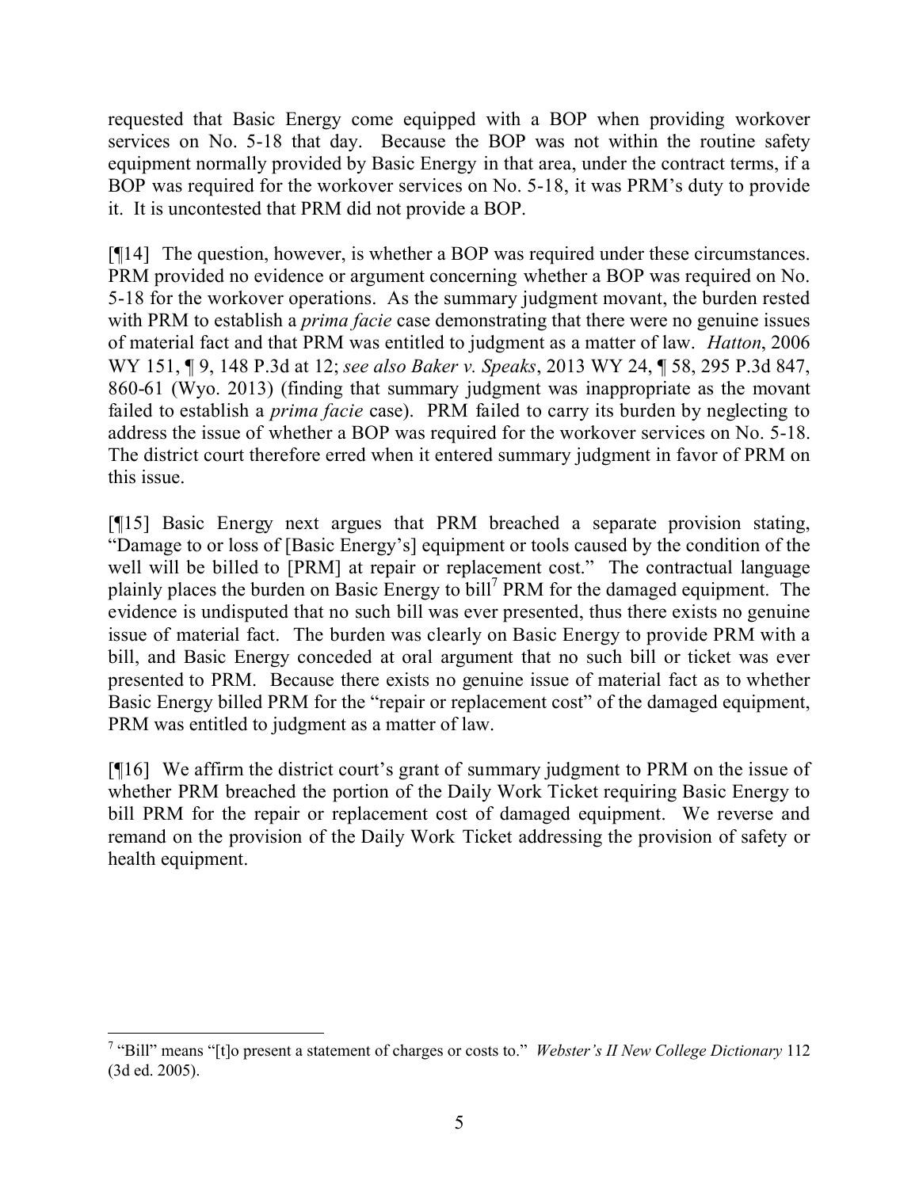requested that Basic Energy come equipped with a BOP when providing workover services on No. 5-18 that day. Because the BOP was not within the routine safety equipment normally provided by Basic Energy in that area, under the contract terms, if a BOP was required for the workover services on No. 5-18, it was PRM's duty to provide it. It is uncontested that PRM did not provide a BOP.

[¶14] The question, however, is whether a BOP was required under these circumstances. PRM provided no evidence or argument concerning whether a BOP was required on No. 5-18 for the workover operations. As the summary judgment movant, the burden rested with PRM to establish a *prima facie* case demonstrating that there were no genuine issues of material fact and that PRM was entitled to judgment as a matter of law. *Hatton*, 2006 WY 151, ¶ 9, 148 P.3d at 12; *see also Baker v. Speaks*, 2013 WY 24, ¶ 58, 295 P.3d 847, 860-61 (Wyo. 2013) (finding that summary judgment was inappropriate as the movant failed to establish a *prima facie* case). PRM failed to carry its burden by neglecting to address the issue of whether a BOP was required for the workover services on No. 5-18. The district court therefore erred when it entered summary judgment in favor of PRM on this issue.

[¶15] Basic Energy next argues that PRM breached a separate provision stating, "Damage to or loss of [Basic Energy's] equipment or tools caused by the condition of the well will be billed to [PRM] at repair or replacement cost." The contractual language plainly places the burden on Basic Energy to bill[7] PRM for the damaged equipment. The evidence is undisputed that no such bill was ever presented, thus there exists no genuine issue of material fact. The burden was clearly on Basic Energy to provide PRM with a bill, and Basic Energy conceded at oral argument that no such bill or ticket was ever presented to PRM. Because there exists no genuine issue of material fact as to whether Basic Energy billed PRM for the "repair or replacement cost" of the damaged equipment, PRM was entitled to judgment as a matter of law.

[¶16] We affirm the district court's grant of summary judgment to PRM on the issue of whether PRM breached the portion of the Daily Work Ticket requiring Basic Energy to bill PRM for the repair or replacement cost of damaged equipment. We reverse and remand on the provision of the Daily Work Ticket addressing the provision of safety or health equipment.

---

[7] "Bill" means "[t]o present a statement of charges or costs to." *Webster's II New College Dictionary* 112 (3d ed. 2005).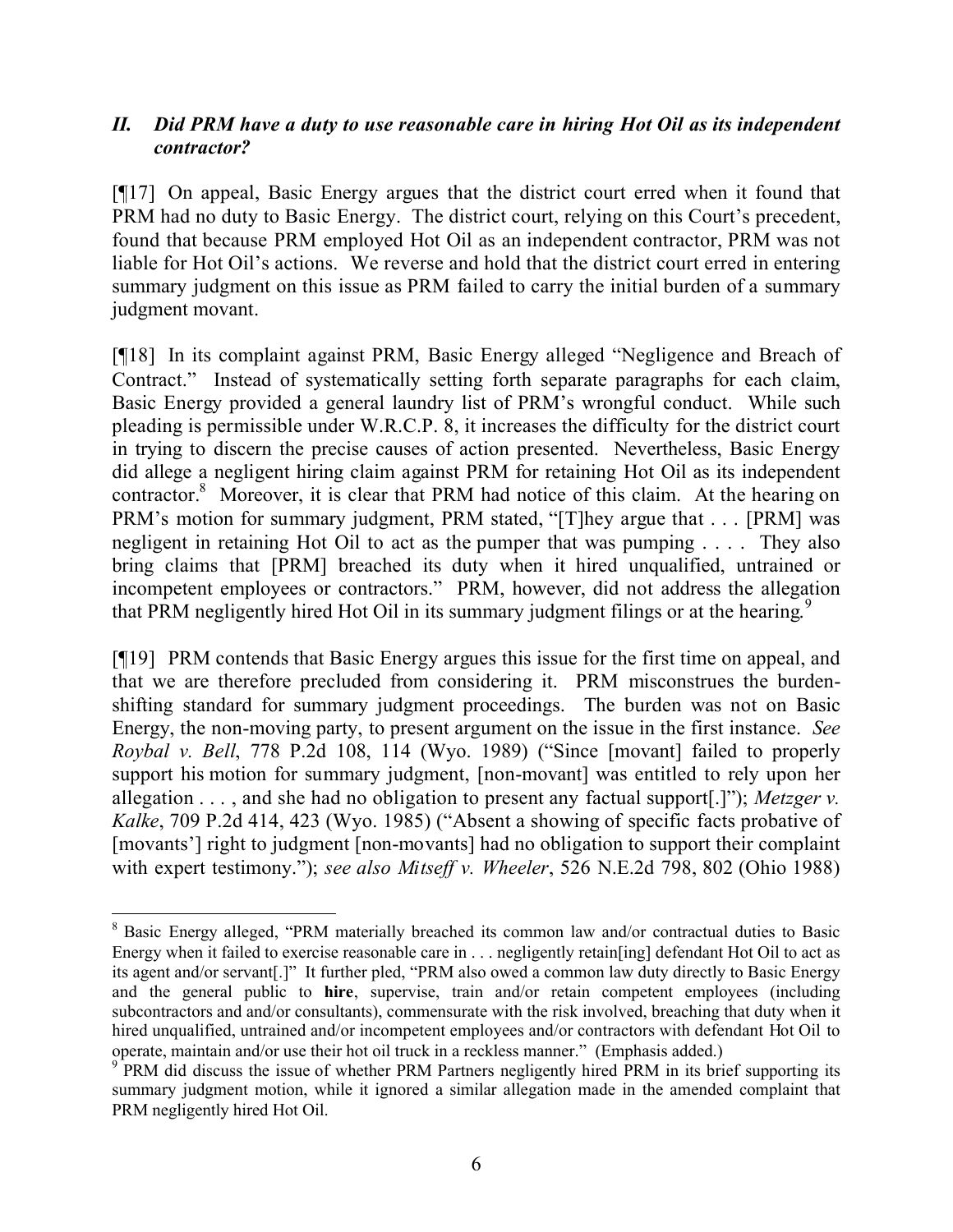## *II. Did PRM have a duty to use reasonable care in hiring Hot Oil as its independent contractor?*

[¶17] On appeal, Basic Energy argues that the district court erred when it found that PRM had no duty to Basic Energy. The district court, relying on this Court's precedent, found that because PRM employed Hot Oil as an independent contractor, PRM was not liable for Hot Oil's actions. We reverse and hold that the district court erred in entering summary judgment on this issue as PRM failed to carry the initial burden of a summary judgment movant.

[¶18] In its complaint against PRM, Basic Energy alleged "Negligence and Breach of Contract." Instead of systematically setting forth separate paragraphs for each claim, Basic Energy provided a general laundry list of PRM's wrongful conduct. While such pleading is permissible under W.R.C.P. 8, it increases the difficulty for the district court in trying to discern the precise causes of action presented. Nevertheless, Basic Energy did allege a negligent hiring claim against PRM for retaining Hot Oil as its independent contractor.[8] Moreover, it is clear that PRM had notice of this claim. At the hearing on PRM's motion for summary judgment, PRM stated, "[T]hey argue that . . . [PRM] was negligent in retaining Hot Oil to act as the pumper that was pumping . . . . They also bring claims that [PRM] breached its duty when it hired unqualified, untrained or incompetent employees or contractors." PRM, however, did not address the allegation that PRM negligently hired Hot Oil in its summary judgment filings or at the hearing.[9]

[¶19] PRM contends that Basic Energy argues this issue for the first time on appeal, and that we are therefore precluded from considering it. PRM misconstrues the burden-shifting standard for summary judgment proceedings. The burden was not on Basic Energy, the non-moving party, to present argument on the issue in the first instance. *See Roybal v. Bell*, 778 P.2d 108, 114 (Wyo. 1989) ("Since [movant] failed to properly support his motion for summary judgment, [non-movant] was entitled to rely upon her allegation . . . , and she had no obligation to present any factual support[.]"); *Metzger v. Kalke*, 709 P.2d 414, 423 (Wyo. 1985) ("Absent a showing of specific facts probative of [movants'] right to judgment [non-movants] had no obligation to support their complaint with expert testimony."); *see also Mitseff v. Wheeler*, 526 N.E.2d 798, 802 (Ohio 1988)

---

[8] Basic Energy alleged, "PRM materially breached its common law and/or contractual duties to Basic Energy when it failed to exercise reasonable care in . . . negligently retain[ing] defendant Hot Oil to act as its agent and/or servant[.]" It further pled, "PRM also owed a common law duty directly to Basic Energy and the general public to **hire**, supervise, train and/or retain competent employees (including subcontractors and and/or consultants), commensurate with the risk involved, breaching that duty when it hired unqualified, untrained and/or incompetent employees and/or contractors with defendant Hot Oil to operate, maintain and/or use their hot oil truck in a reckless manner." (Emphasis added.)

[9] PRM did discuss the issue of whether PRM Partners negligently hired PRM in its brief supporting its summary judgment motion, while it ignored a similar allegation made in the amended complaint that PRM negligently hired Hot Oil.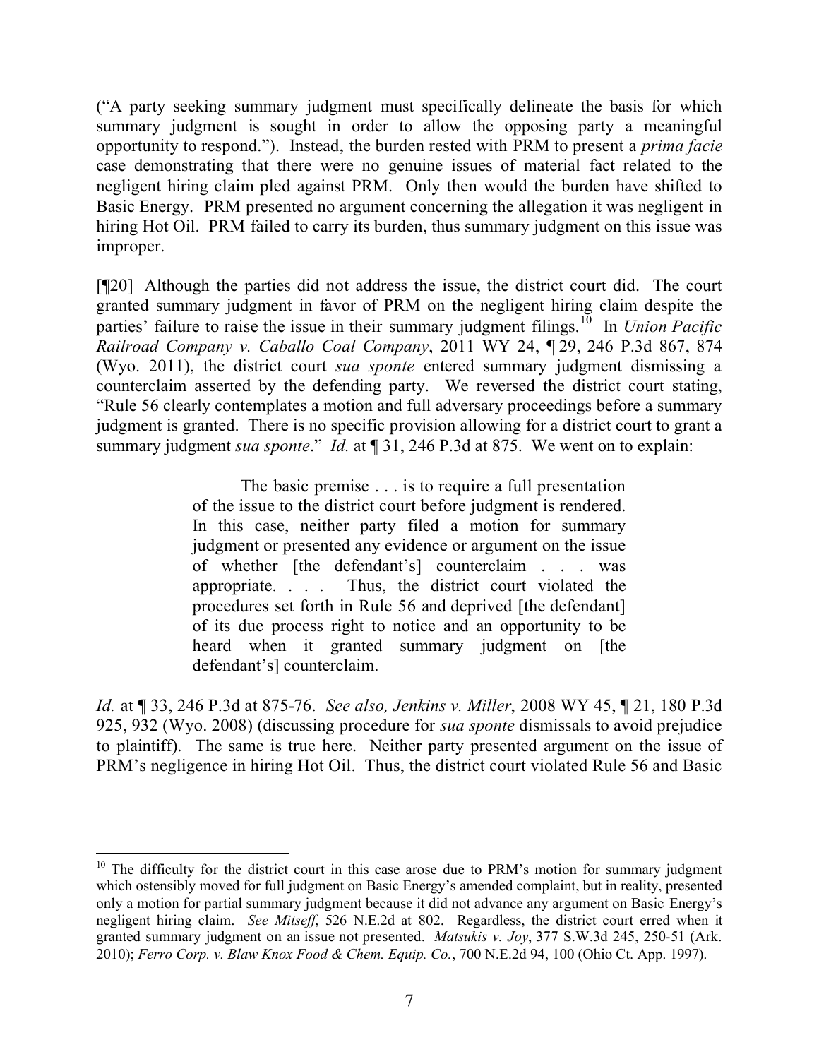("A party seeking summary judgment must specifically delineate the basis for which summary judgment is sought in order to allow the opposing party a meaningful opportunity to respond."). Instead, the burden rested with PRM to present a *prima facie* case demonstrating that there were no genuine issues of material fact related to the negligent hiring claim pled against PRM. Only then would the burden have shifted to Basic Energy. PRM presented no argument concerning the allegation it was negligent in hiring Hot Oil. PRM failed to carry its burden, thus summary judgment on this issue was improper.

[¶20] Although the parties did not address the issue, the district court did. The court granted summary judgment in favor of PRM on the negligent hiring claim despite the parties' failure to raise the issue in their summary judgment filings.[10] In *Union Pacific Railroad Company v. Caballo Coal Company*, 2011 WY 24, ¶ 29, 246 P.3d 867, 874 (Wyo. 2011), the district court *sua sponte* entered summary judgment dismissing a counterclaim asserted by the defending party. We reversed the district court stating, "Rule 56 clearly contemplates a motion and full adversary proceedings before a summary judgment is granted. There is no specific provision allowing for a district court to grant a summary judgment *sua sponte*." *Id.* at ¶ 31, 246 P.3d at 875. We went on to explain:

> The basic premise . . . is to require a full presentation of the issue to the district court before judgment is rendered. In this case, neither party filed a motion for summary judgment or presented any evidence or argument on the issue of whether [the defendant's] counterclaim . . . was appropriate. . . . Thus, the district court violated the procedures set forth in Rule 56 and deprived [the defendant] of its due process right to notice and an opportunity to be heard when it granted summary judgment on [the defendant's] counterclaim.

*Id.* at ¶ 33, 246 P.3d at 875-76. *See also, Jenkins v. Miller*, 2008 WY 45, ¶ 21, 180 P.3d 925, 932 (Wyo. 2008) (discussing procedure for *sua sponte* dismissals to avoid prejudice to plaintiff). The same is true here. Neither party presented argument on the issue of PRM's negligence in hiring Hot Oil. Thus, the district court violated Rule 56 and Basic

---

[10] The difficulty for the district court in this case arose due to PRM's motion for summary judgment which ostensibly moved for full judgment on Basic Energy's amended complaint, but in reality, presented only a motion for partial summary judgment because it did not advance any argument on Basic Energy's negligent hiring claim. *See Mitseff*, 526 N.E.2d at 802. Regardless, the district court erred when it granted summary judgment on an issue not presented. *Matsukis v. Joy*, 377 S.W.3d 245, 250-51 (Ark. 2010); *Ferro Corp. v. Blaw Knox Food & Chem. Equip. Co.*, 700 N.E.2d 94, 100 (Ohio Ct. App. 1997).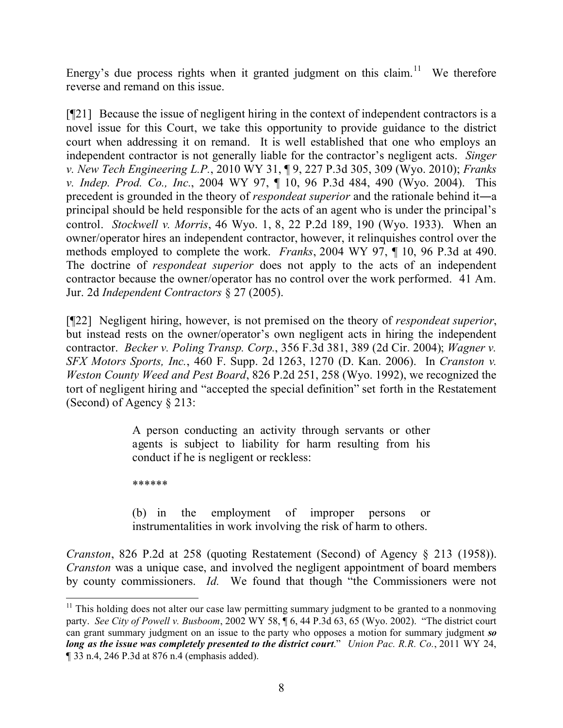Energy's due process rights when it granted judgment on this claim.[11] We therefore reverse and remand on this issue.

[¶21] Because the issue of negligent hiring in the context of independent contractors is a novel issue for this Court, we take this opportunity to provide guidance to the district court when addressing it on remand. It is well established that one who employs an independent contractor is not generally liable for the contractor's negligent acts. *Singer v. New Tech Engineering L.P.*, 2010 WY 31, ¶ 9, 227 P.3d 305, 309 (Wyo. 2010); *Franks v. Indep. Prod. Co., Inc.*, 2004 WY 97, ¶ 10, 96 P.3d 484, 490 (Wyo. 2004). This precedent is grounded in the theory of *respondeat superior* and the rationale behind it―a principal should be held responsible for the acts of an agent who is under the principal's control. *Stockwell v. Morris*, 46 Wyo. 1, 8, 22 P.2d 189, 190 (Wyo. 1933). When an owner/operator hires an independent contractor, however, it relinquishes control over the methods employed to complete the work. *Franks*, 2004 WY 97, ¶ 10, 96 P.3d at 490. The doctrine of *respondeat superior* does not apply to the acts of an independent contractor because the owner/operator has no control over the work performed. 41 Am. Jur. 2d *Independent Contractors* § 27 (2005).

[¶22] Negligent hiring, however, is not premised on the theory of *respondeat superior*, but instead rests on the owner/operator's own negligent acts in hiring the independent contractor. *Becker v. Poling Transp. Corp.*, 356 F.3d 381, 389 (2d Cir. 2004); *Wagner v. SFX Motors Sports, Inc.*, 460 F. Supp. 2d 1263, 1270 (D. Kan. 2006). In *Cranston v. Weston County Weed and Pest Board*, 826 P.2d 251, 258 (Wyo. 1992), we recognized the tort of negligent hiring and "accepted the special definition" set forth in the Restatement (Second) of Agency § 213:

> A person conducting an activity through servants or other agents is subject to liability for harm resulting from his conduct if he is negligent or reckless:
>
> ******
>
> (b) in the employment of improper persons or instrumentalities in work involving the risk of harm to others.

*Cranston*, 826 P.2d at 258 (quoting Restatement (Second) of Agency § 213 (1958)). *Cranston* was a unique case, and involved the negligent appointment of board members by county commissioners. *Id.* We found that though "the Commissioners were not

---

[11] This holding does not alter our case law permitting summary judgment to be granted to a nonmoving party. *See City of Powell v. Busboom*, 2002 WY 58, ¶ 6, 44 P.3d 63, 65 (Wyo. 2002). "The district court can grant summary judgment on an issue to the party who opposes a motion for summary judgment ***so long as the issue was completely presented to the district court***." *Union Pac. R.R. Co.*, 2011 WY 24, ¶ 33 n.4, 246 P.3d at 876 n.4 (emphasis added).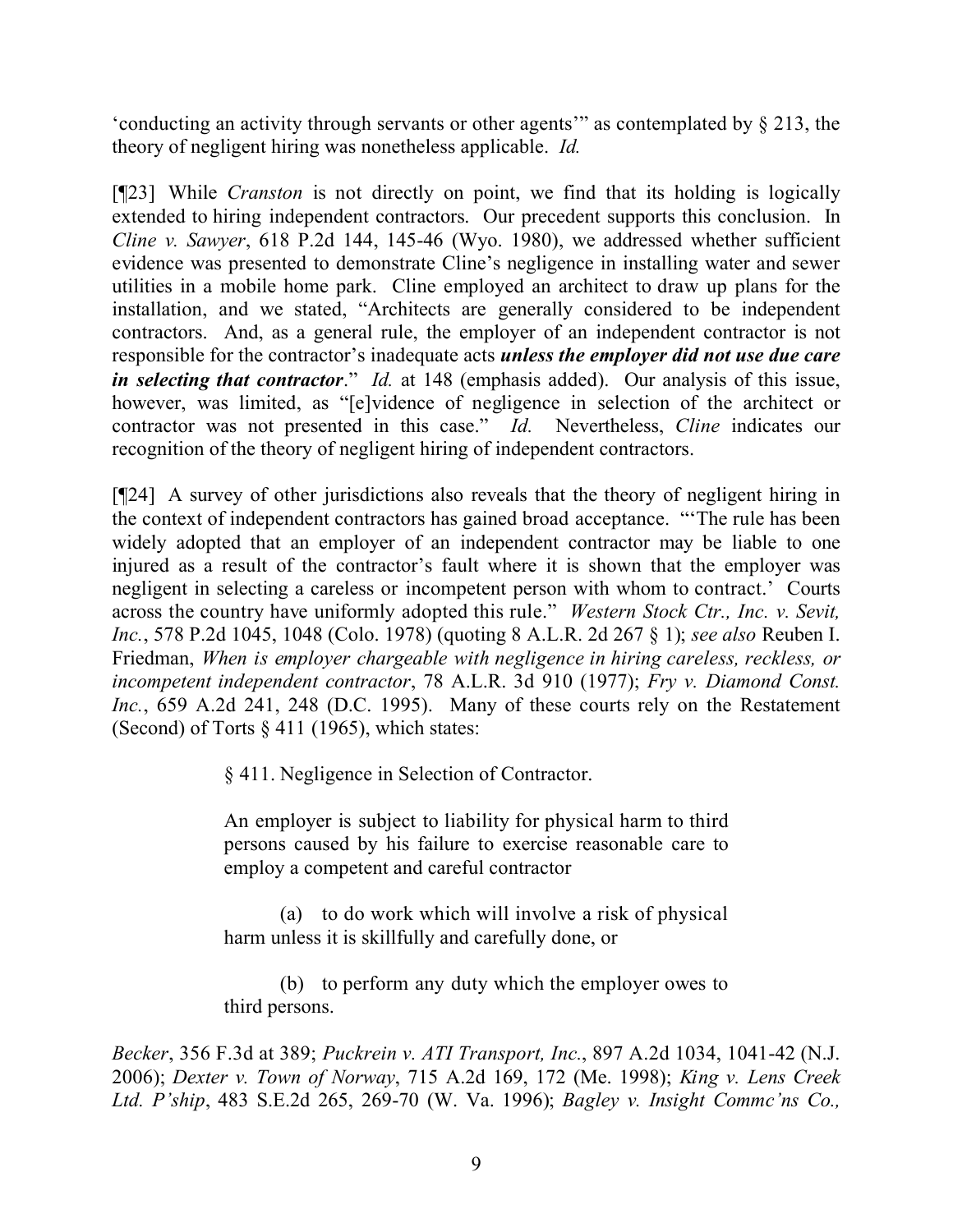'conducting an activity through servants or other agents'" as contemplated by § 213, the theory of negligent hiring was nonetheless applicable. *Id.*

[¶23] While *Cranston* is not directly on point, we find that its holding is logically extended to hiring independent contractors. Our precedent supports this conclusion. In *Cline v. Sawyer*, 618 P.2d 144, 145-46 (Wyo. 1980), we addressed whether sufficient evidence was presented to demonstrate Cline's negligence in installing water and sewer utilities in a mobile home park. Cline employed an architect to draw up plans for the installation, and we stated, "Architects are generally considered to be independent contractors. And, as a general rule, the employer of an independent contractor is not responsible for the contractor's inadequate acts ***unless the employer did not use due care in selecting that contractor***." *Id.* at 148 (emphasis added). Our analysis of this issue, however, was limited, as "[e]vidence of negligence in selection of the architect or contractor was not presented in this case." *Id.* Nevertheless, *Cline* indicates our recognition of the theory of negligent hiring of independent contractors.

[¶24] A survey of other jurisdictions also reveals that the theory of negligent hiring in the context of independent contractors has gained broad acceptance. "'The rule has been widely adopted that an employer of an independent contractor may be liable to one injured as a result of the contractor's fault where it is shown that the employer was negligent in selecting a careless or incompetent person with whom to contract.' Courts across the country have uniformly adopted this rule." *Western Stock Ctr., Inc. v. Sevit, Inc.*, 578 P.2d 1045, 1048 (Colo. 1978) (quoting 8 A.L.R. 2d 267 § 1); *see also* Reuben I. Friedman, *When is employer chargeable with negligence in hiring careless, reckless, or incompetent independent contractor*, 78 A.L.R. 3d 910 (1977); *Fry v. Diamond Const. Inc.*, 659 A.2d 241, 248 (D.C. 1995). Many of these courts rely on the Restatement (Second) of Torts § 411 (1965), which states:

> § 411. Negligence in Selection of Contractor.
>
> An employer is subject to liability for physical harm to third persons caused by his failure to exercise reasonable care to employ a competent and careful contractor
>
> (a) to do work which will involve a risk of physical harm unless it is skillfully and carefully done, or
>
> (b) to perform any duty which the employer owes to third persons.

*Becker*, 356 F.3d at 389; *Puckrein v. ATI Transport, Inc.*, 897 A.2d 1034, 1041-42 (N.J. 2006); *Dexter v. Town of Norway*, 715 A.2d 169, 172 (Me. 1998); *King v. Lens Creek Ltd. P'ship*, 483 S.E.2d 265, 269-70 (W. Va. 1996); *Bagley v. Insight Commc'ns Co.,*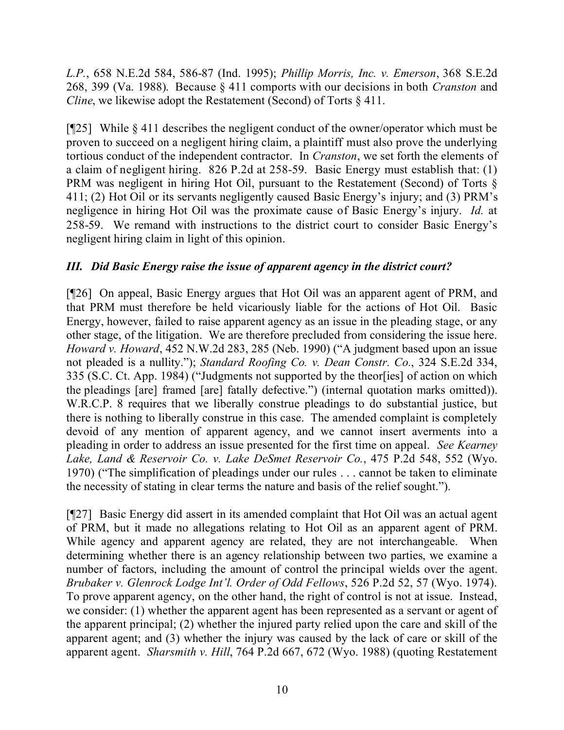*L.P.*, 658 N.E.2d 584, 586-87 (Ind. 1995); *Phillip Morris, Inc. v. Emerson*, 368 S.E.2d 268, 399 (Va. 1988). Because § 411 comports with our decisions in both *Cranston* and *Cline*, we likewise adopt the Restatement (Second) of Torts § 411.

[¶25] While § 411 describes the negligent conduct of the owner/operator which must be proven to succeed on a negligent hiring claim, a plaintiff must also prove the underlying tortious conduct of the independent contractor. In *Cranston*, we set forth the elements of a claim of negligent hiring. 826 P.2d at 258-59. Basic Energy must establish that: (1) PRM was negligent in hiring Hot Oil, pursuant to the Restatement (Second) of Torts § 411; (2) Hot Oil or its servants negligently caused Basic Energy's injury; and (3) PRM's negligence in hiring Hot Oil was the proximate cause of Basic Energy's injury. *Id.* at 258-59. We remand with instructions to the district court to consider Basic Energy's negligent hiring claim in light of this opinion.

### *III. Did Basic Energy raise the issue of apparent agency in the district court?*

[¶26] On appeal, Basic Energy argues that Hot Oil was an apparent agent of PRM, and that PRM must therefore be held vicariously liable for the actions of Hot Oil. Basic Energy, however, failed to raise apparent agency as an issue in the pleading stage, or any other stage, of the litigation. We are therefore precluded from considering the issue here. *Howard v. Howard*, 452 N.W.2d 283, 285 (Neb. 1990) ("A judgment based upon an issue not pleaded is a nullity."); *Standard Roofing Co. v. Dean Constr. Co*., 324 S.E.2d 334, 335 (S.C. Ct. App. 1984) ("Judgments not supported by the theor[ies] of action on which the pleadings [are] framed [are] fatally defective.") (internal quotation marks omitted)). W.R.C.P. 8 requires that we liberally construe pleadings to do substantial justice, but there is nothing to liberally construe in this case. The amended complaint is completely devoid of any mention of apparent agency, and we cannot insert averments into a pleading in order to address an issue presented for the first time on appeal. *See Kearney Lake, Land & Reservoir Co. v. Lake DeSmet Reservoir Co.*, 475 P.2d 548, 552 (Wyo. 1970) ("The simplification of pleadings under our rules . . . cannot be taken to eliminate the necessity of stating in clear terms the nature and basis of the relief sought.").

[¶27] Basic Energy did assert in its amended complaint that Hot Oil was an actual agent of PRM, but it made no allegations relating to Hot Oil as an apparent agent of PRM. While agency and apparent agency are related, they are not interchangeable. When determining whether there is an agency relationship between two parties, we examine a number of factors, including the amount of control the principal wields over the agent. *Brubaker v. Glenrock Lodge Int'l. Order of Odd Fellows*, 526 P.2d 52, 57 (Wyo. 1974). To prove apparent agency, on the other hand, the right of control is not at issue. Instead, we consider: (1) whether the apparent agent has been represented as a servant or agent of the apparent principal; (2) whether the injured party relied upon the care and skill of the apparent agent; and (3) whether the injury was caused by the lack of care or skill of the apparent agent. *Sharsmith v. Hill*, 764 P.2d 667, 672 (Wyo. 1988) (quoting Restatement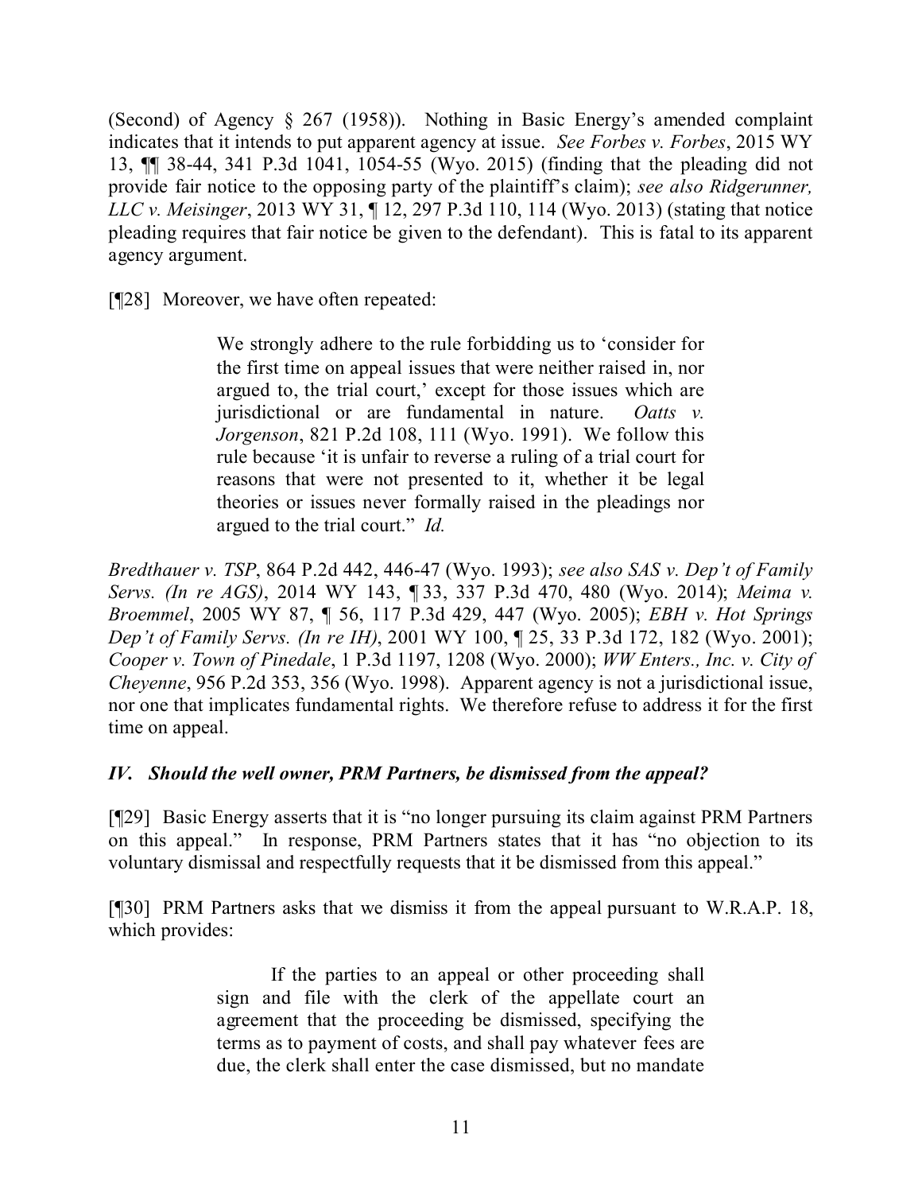(Second) of Agency § 267 (1958)). Nothing in Basic Energy's amended complaint indicates that it intends to put apparent agency at issue. *See Forbes v. Forbes*, 2015 WY 13, ¶¶ 38-44, 341 P.3d 1041, 1054-55 (Wyo. 2015) (finding that the pleading did not provide fair notice to the opposing party of the plaintiff's claim); *see also Ridgerunner, LLC v. Meisinger*, 2013 WY 31, ¶ 12, 297 P.3d 110, 114 (Wyo. 2013) (stating that notice pleading requires that fair notice be given to the defendant). This is fatal to its apparent agency argument.

[¶28] Moreover, we have often repeated:

> We strongly adhere to the rule forbidding us to 'consider for the first time on appeal issues that were neither raised in, nor argued to, the trial court,' except for those issues which are jurisdictional or are fundamental in nature. *Oatts v. Jorgenson*, 821 P.2d 108, 111 (Wyo. 1991). We follow this rule because 'it is unfair to reverse a ruling of a trial court for reasons that were not presented to it, whether it be legal theories or issues never formally raised in the pleadings nor argued to the trial court." *Id.*

*Bredthauer v. TSP*, 864 P.2d 442, 446-47 (Wyo. 1993); *see also SAS v. Dep't of Family Servs. (In re AGS)*, 2014 WY 143, ¶ 33, 337 P.3d 470, 480 (Wyo. 2014); *Meima v. Broemmel*, 2005 WY 87, ¶ 56, 117 P.3d 429, 447 (Wyo. 2005); *EBH v. Hot Springs Dep't of Family Servs. (In re IH)*, 2001 WY 100, ¶ 25, 33 P.3d 172, 182 (Wyo. 2001); *Cooper v. Town of Pinedale*, 1 P.3d 1197, 1208 (Wyo. 2000); *WW Enters., Inc. v. City of Cheyenne*, 956 P.2d 353, 356 (Wyo. 1998). Apparent agency is not a jurisdictional issue, nor one that implicates fundamental rights. We therefore refuse to address it for the first time on appeal.

### *IV. Should the well owner, PRM Partners, be dismissed from the appeal?*

[¶29] Basic Energy asserts that it is "no longer pursuing its claim against PRM Partners on this appeal." In response, PRM Partners states that it has "no objection to its voluntary dismissal and respectfully requests that it be dismissed from this appeal."

[¶30] PRM Partners asks that we dismiss it from the appeal pursuant to W.R.A.P. 18, which provides:

> If the parties to an appeal or other proceeding shall sign and file with the clerk of the appellate court an agreement that the proceeding be dismissed, specifying the terms as to payment of costs, and shall pay whatever fees are due, the clerk shall enter the case dismissed, but no mandate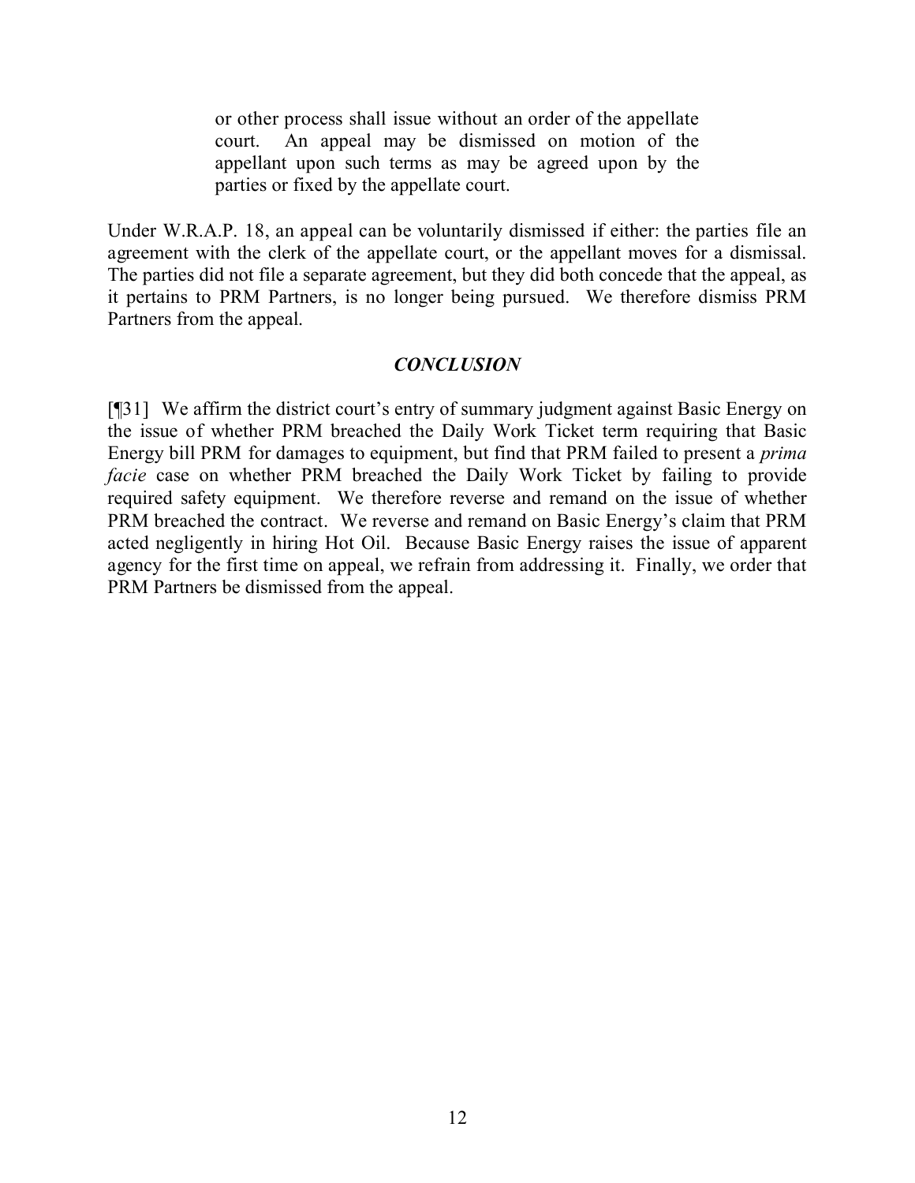> or other process shall issue without an order of the appellate court. An appeal may be dismissed on motion of the appellant upon such terms as may be agreed upon by the parties or fixed by the appellate court.

Under W.R.A.P. 18, an appeal can be voluntarily dismissed if either: the parties file an agreement with the clerk of the appellate court, or the appellant moves for a dismissal. The parties did not file a separate agreement, but they did both concede that the appeal, as it pertains to PRM Partners, is no longer being pursued. We therefore dismiss PRM Partners from the appeal.

### ***CONCLUSION***

[¶31] We affirm the district court's entry of summary judgment against Basic Energy on the issue of whether PRM breached the Daily Work Ticket term requiring that Basic Energy bill PRM for damages to equipment, but find that PRM failed to present a *prima facie* case on whether PRM breached the Daily Work Ticket by failing to provide required safety equipment. We therefore reverse and remand on the issue of whether PRM breached the contract. We reverse and remand on Basic Energy's claim that PRM acted negligently in hiring Hot Oil. Because Basic Energy raises the issue of apparent agency for the first time on appeal, we refrain from addressing it. Finally, we order that PRM Partners be dismissed from the appeal.